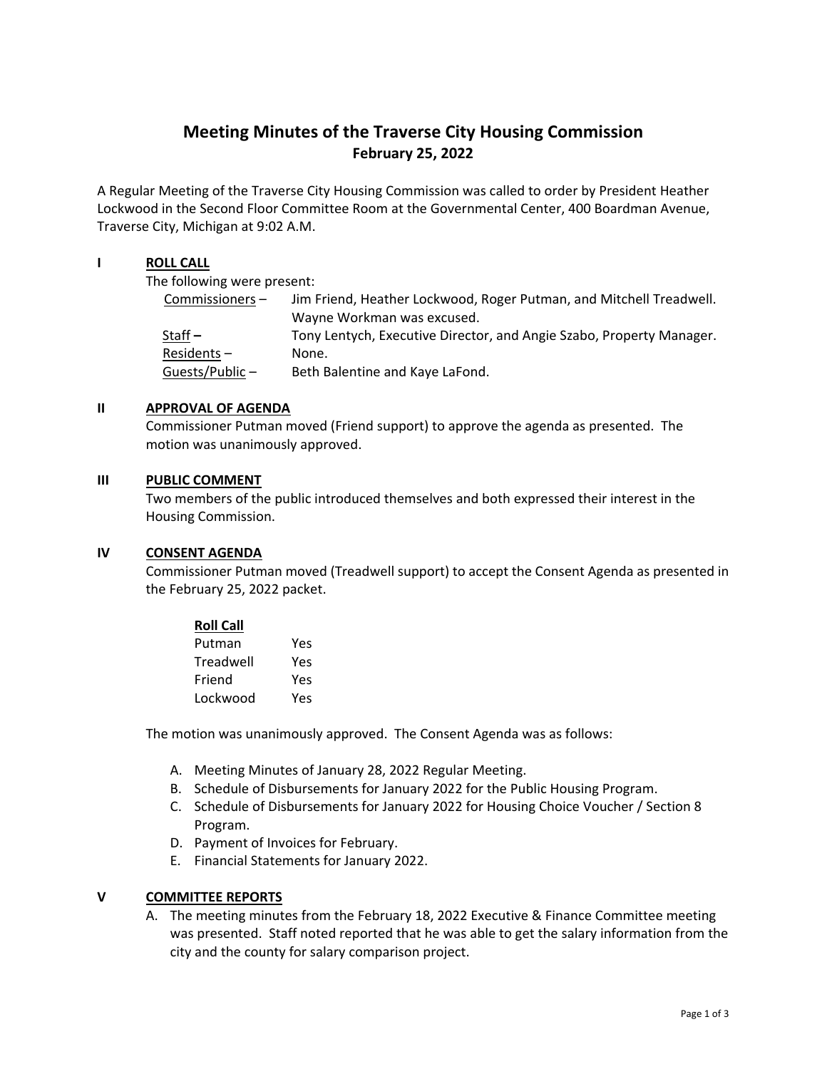# Meeting Minutes of the Traverse City Housing Commission

**February 25, 2022**

A Regular Meeting of the Traverse City Housing Commission was called to order by President Heather Lockwood in the Second Floor Committee Room at the Governmental Center, 400 Boardman Avenue, Traverse City, Michigan at 9:02 A.M.

## I ROLL CALL

The following were present:

| | |
|---|---|
| Commissioners – | Jim Friend, Heather Lockwood, Roger Putman, and Mitchell Treadwell. Wayne Workman was excused. |
| Staff – | Tony Lentych, Executive Director, and Angie Szabo, Property Manager. |
| Residents – | None. |
| Guests/Public – | Beth Balentine and Kaye LaFond. |

## II APPROVAL OF AGENDA

Commissioner Putman moved (Friend support) to approve the agenda as presented. The motion was unanimously approved.

## III PUBLIC COMMENT

Two members of the public introduced themselves and both expressed their interest in the Housing Commission.

## IV CONSENT AGENDA

Commissioner Putman moved (Treadwell support) to accept the Consent Agenda as presented in the February 25, 2022 packet.

**Roll Call**

| | |
|---|---|
| Putman | Yes |
| Treadwell | Yes |
| Friend | Yes |
| Lockwood | Yes |

The motion was unanimously approved. The Consent Agenda was as follows:

A. Meeting Minutes of January 28, 2022 Regular Meeting.
B. Schedule of Disbursements for January 2022 for the Public Housing Program.
C. Schedule of Disbursements for January 2022 for Housing Choice Voucher / Section 8 Program.
D. Payment of Invoices for February.
E. Financial Statements for January 2022.

## V COMMITTEE REPORTS

A. The meeting minutes from the February 18, 2022 Executive & Finance Committee meeting was presented. Staff noted reported that he was able to get the salary information from the city and the county for salary comparison project.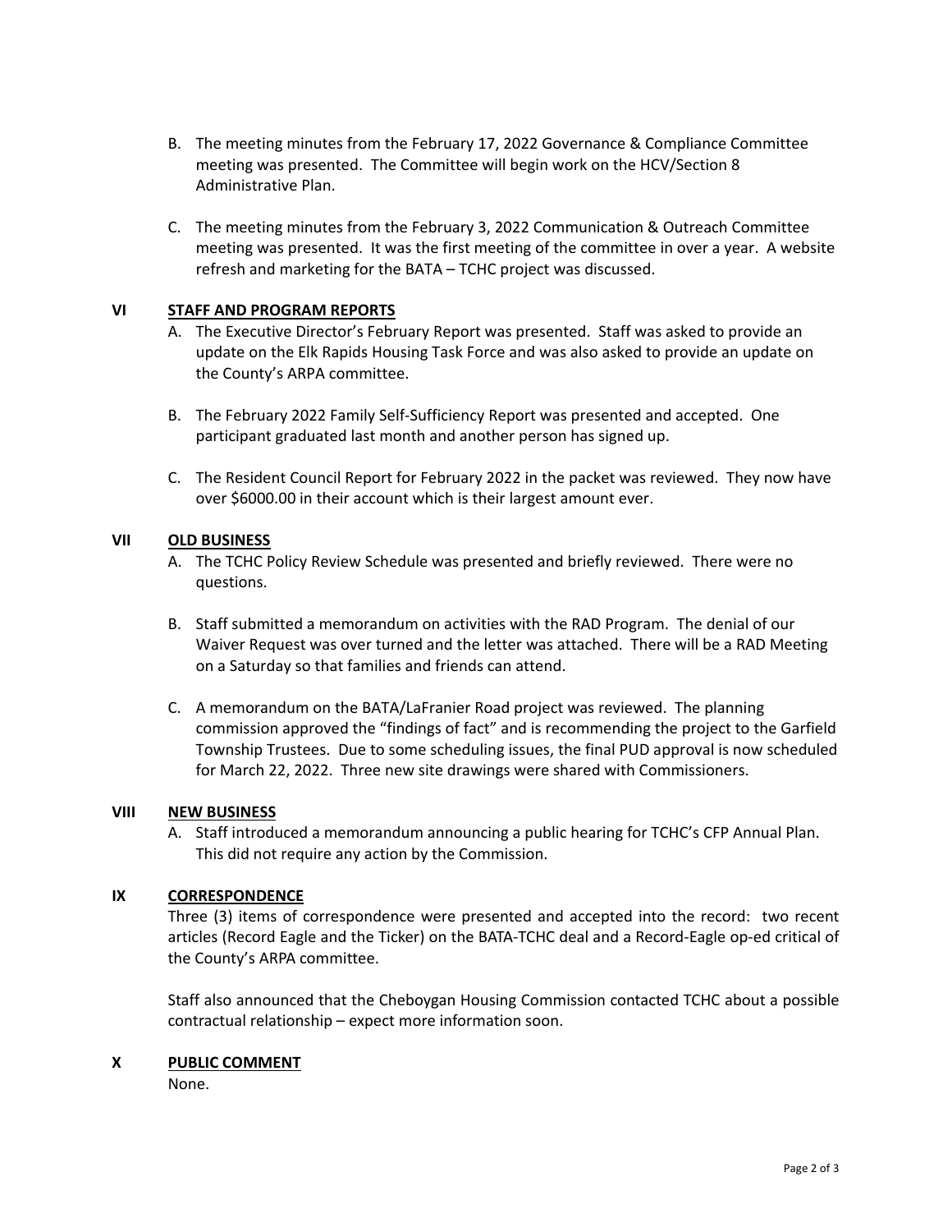B. The meeting minutes from the February 17, 2022 Governance & Compliance Committee meeting was presented. The Committee will begin work on the HCV/Section 8 Administrative Plan.

C. The meeting minutes from the February 3, 2022 Communication & Outreach Committee meeting was presented. It was the first meeting of the committee in over a year. A website refresh and marketing for the BATA – TCHC project was discussed.

## VI STAFF AND PROGRAM REPORTS

A. The Executive Director's February Report was presented. Staff was asked to provide an update on the Elk Rapids Housing Task Force and was also asked to provide an update on the County's ARPA committee.

B. The February 2022 Family Self-Sufficiency Report was presented and accepted. One participant graduated last month and another person has signed up.

C. The Resident Council Report for February 2022 in the packet was reviewed. They now have over $6000.00 in their account which is their largest amount ever.

## VII OLD BUSINESS

A. The TCHC Policy Review Schedule was presented and briefly reviewed. There were no questions.

B. Staff submitted a memorandum on activities with the RAD Program. The denial of our Waiver Request was over turned and the letter was attached. There will be a RAD Meeting on a Saturday so that families and friends can attend.

C. A memorandum on the BATA/LaFranier Road project was reviewed. The planning commission approved the "findings of fact" and is recommending the project to the Garfield Township Trustees. Due to some scheduling issues, the final PUD approval is now scheduled for March 22, 2022. Three new site drawings were shared with Commissioners.

## VIII NEW BUSINESS

A. Staff introduced a memorandum announcing a public hearing for TCHC's CFP Annual Plan. This did not require any action by the Commission.

## IX CORRESPONDENCE

Three (3) items of correspondence were presented and accepted into the record: two recent articles (Record Eagle and the Ticker) on the BATA-TCHC deal and a Record-Eagle op-ed critical of the County's ARPA committee.

Staff also announced that the Cheboygan Housing Commission contacted TCHC about a possible contractual relationship – expect more information soon.

## X PUBLIC COMMENT

None.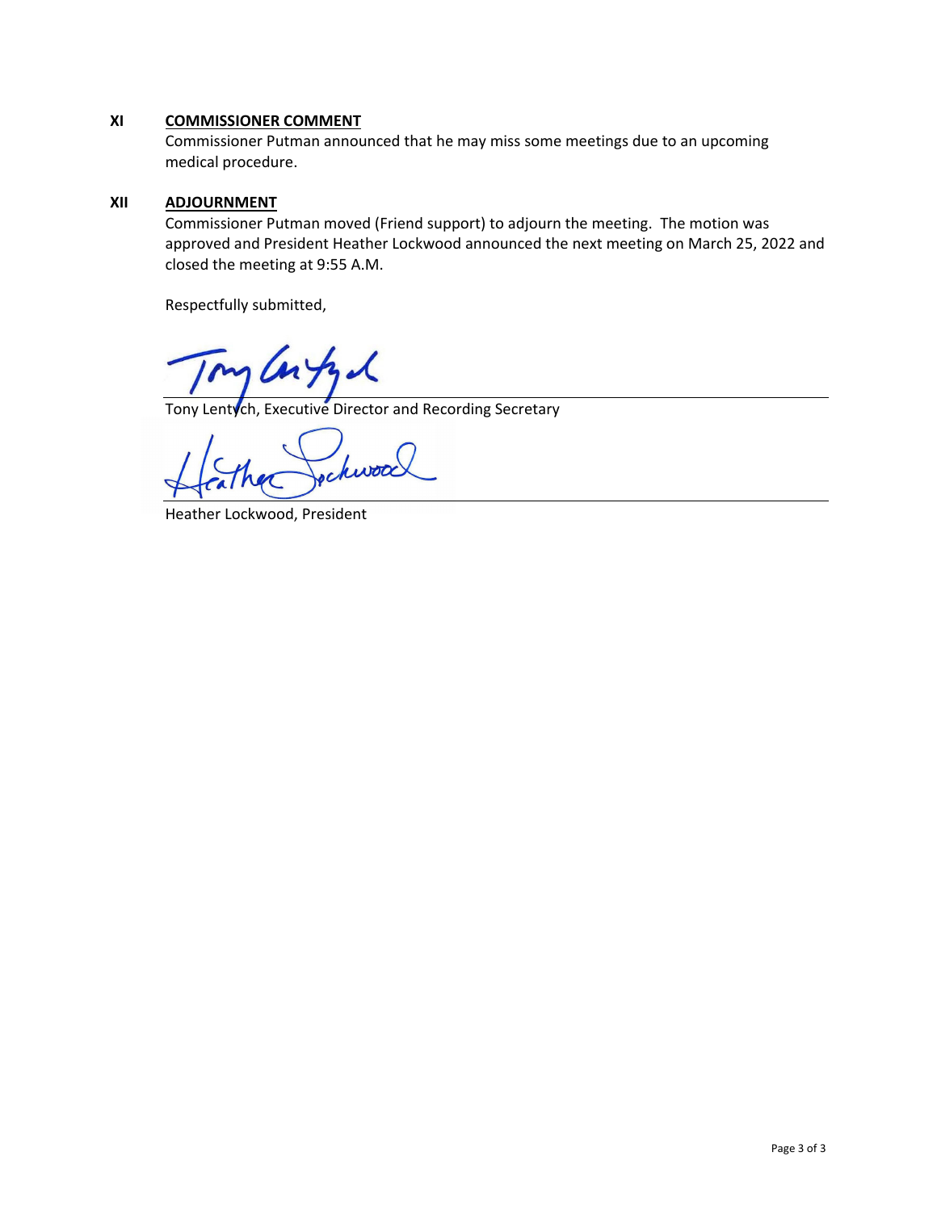## XI COMMISSIONER COMMENT

Commissioner Putman announced that he may miss some meetings due to an upcoming medical procedure.

## XII ADJOURNMENT

Commissioner Putman moved (Friend support) to adjourn the meeting. The motion was approved and President Heather Lockwood announced the next meeting on March 25, 2022 and closed the meeting at 9:55 A.M.

Respectfully submitted,

Tony Lentych, Executive Director and Recording Secretary

Heather Lockwood, President